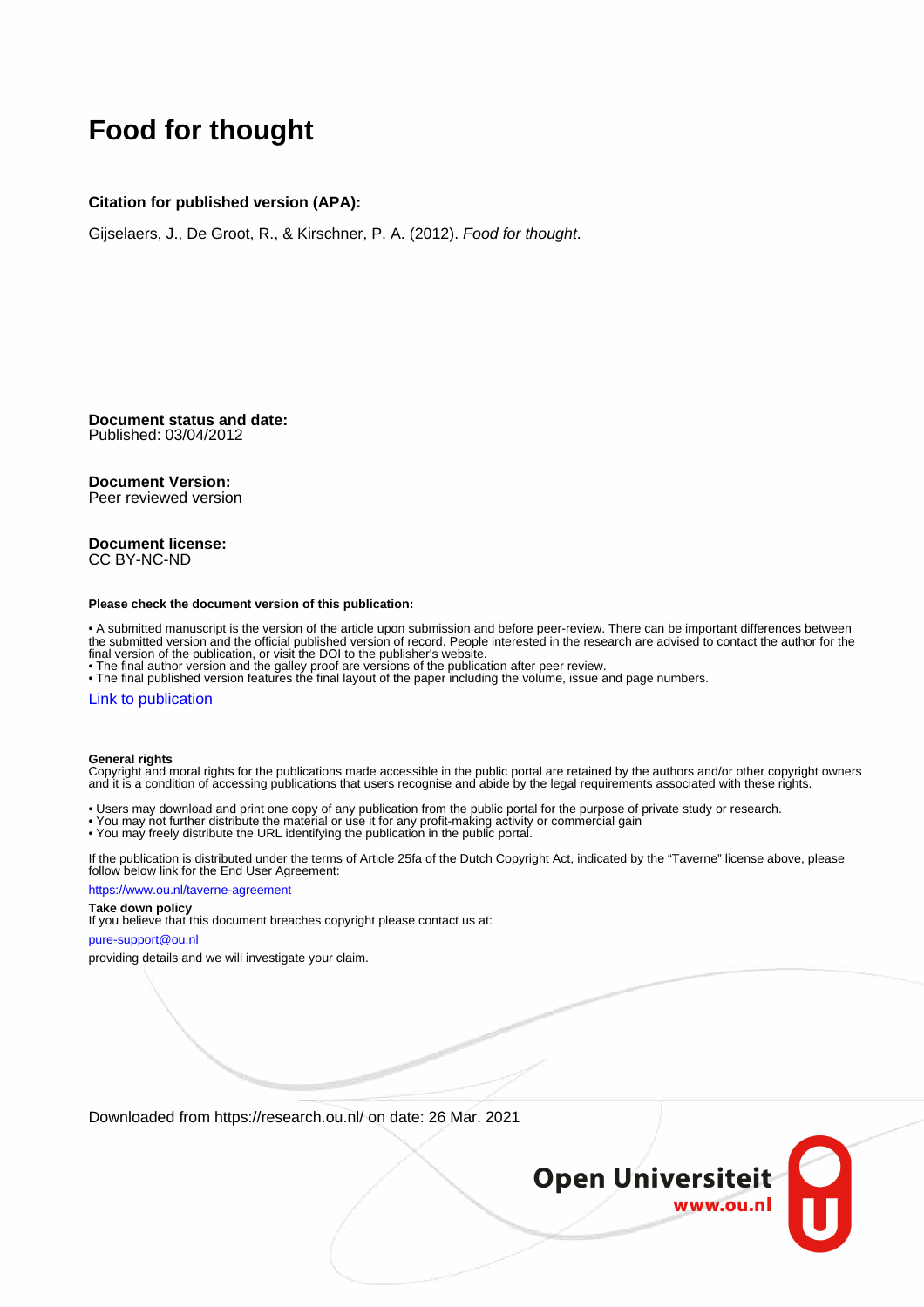# Food for thought

**Citation for published version (APA):**

Gijselaers, J., De Groot, R., & Kirschner, P. A. (2012). *Food for thought*.

**Document status and date:**
Published: 03/04/2012

**Document Version:**
Peer reviewed version

**Document license:**
CC BY-NC-ND

**Please check the document version of this publication:**

• A submitted manuscript is the version of the article upon submission and before peer-review. There can be important differences between the submitted version and the official published version of record. People interested in the research are advised to contact the author for the final version of the publication, or visit the DOI to the publisher's website.
• The final author version and the galley proof are versions of the publication after peer review.
• The final published version features the final layout of the paper including the volume, issue and page numbers.

Link to publication

**General rights**
Copyright and moral rights for the publications made accessible in the public portal are retained by the authors and/or other copyright owners and it is a condition of accessing publications that users recognise and abide by the legal requirements associated with these rights.

• Users may download and print one copy of any publication from the public portal for the purpose of private study or research.
• You may not further distribute the material or use it for any profit-making activity or commercial gain
• You may freely distribute the URL identifying the publication in the public portal.

If the publication is distributed under the terms of Article 25fa of the Dutch Copyright Act, indicated by the "Taverne" license above, please follow below link for the End User Agreement:

https://www.ou.nl/taverne-agreement

**Take down policy**
If you believe that this document breaches copyright please contact us at:

pure-support@ou.nl

providing details and we will investigate your claim.

Downloaded from https://research.ou.nl/ on date: 26 Mar. 2021

Open Universiteit
www.ou.nl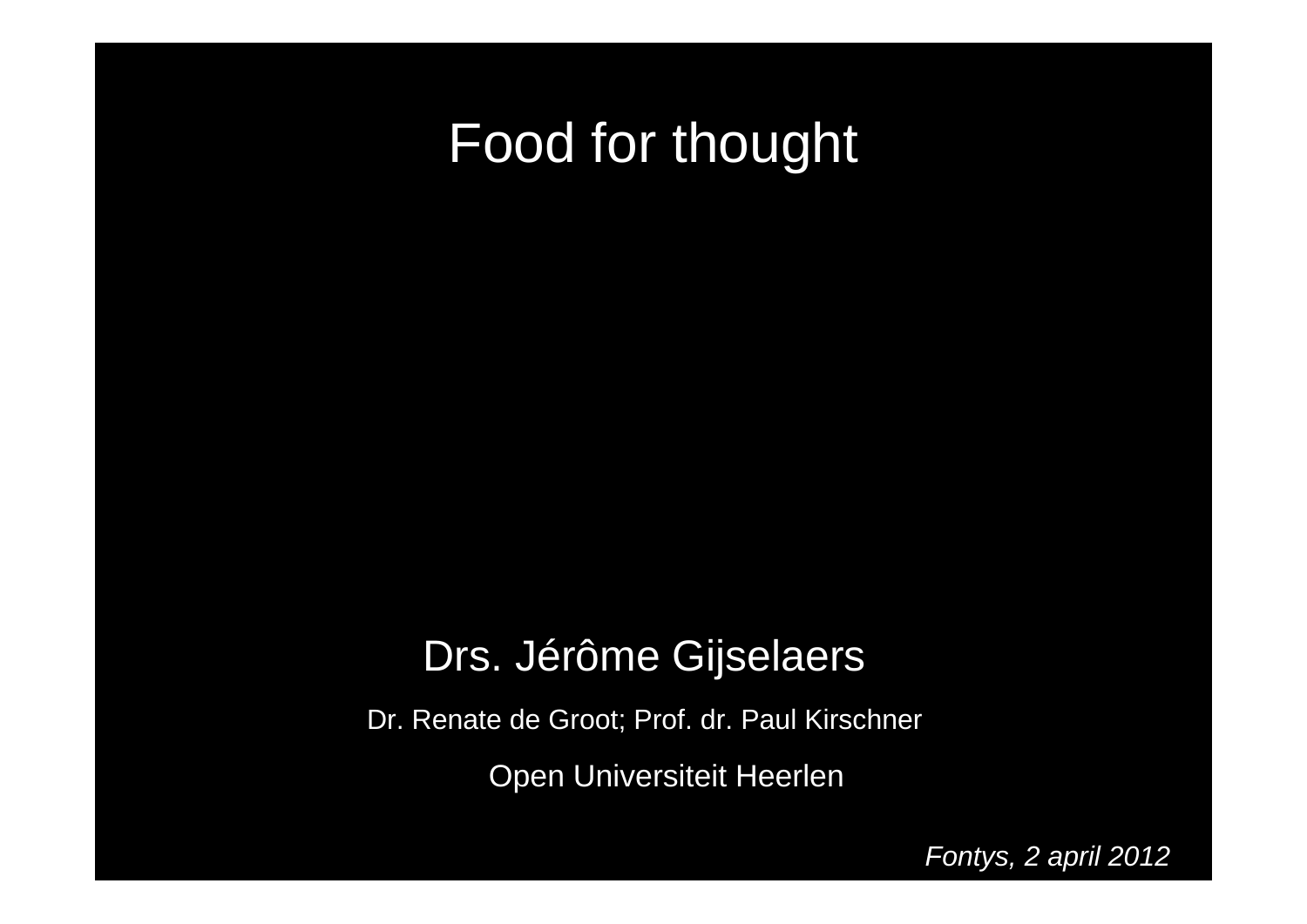# Food for thought

Drs. Jérôme Gijselaers

Dr. Renate de Groot; Prof. dr. Paul Kirschner

Open Universiteit Heerlen

*Fontys, 2 april 2012*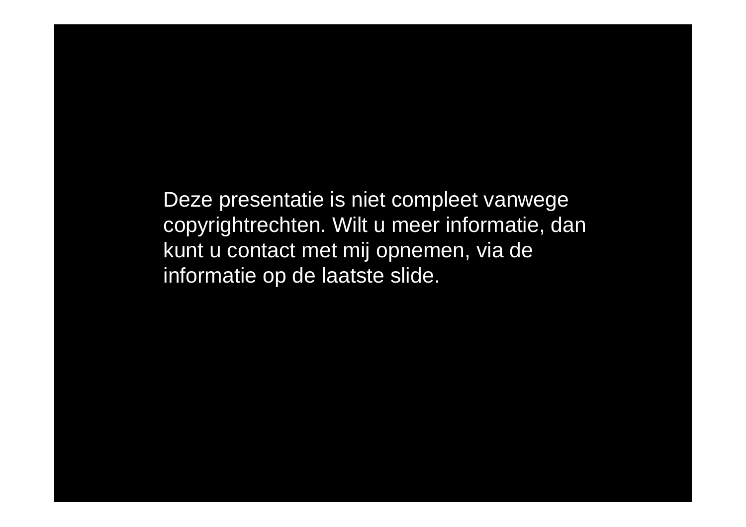Deze presentatie is niet compleet vanwege copyrightrechten. Wilt u meer informatie, dan kunt u contact met mij opnemen, via de informatie op de laatste slide.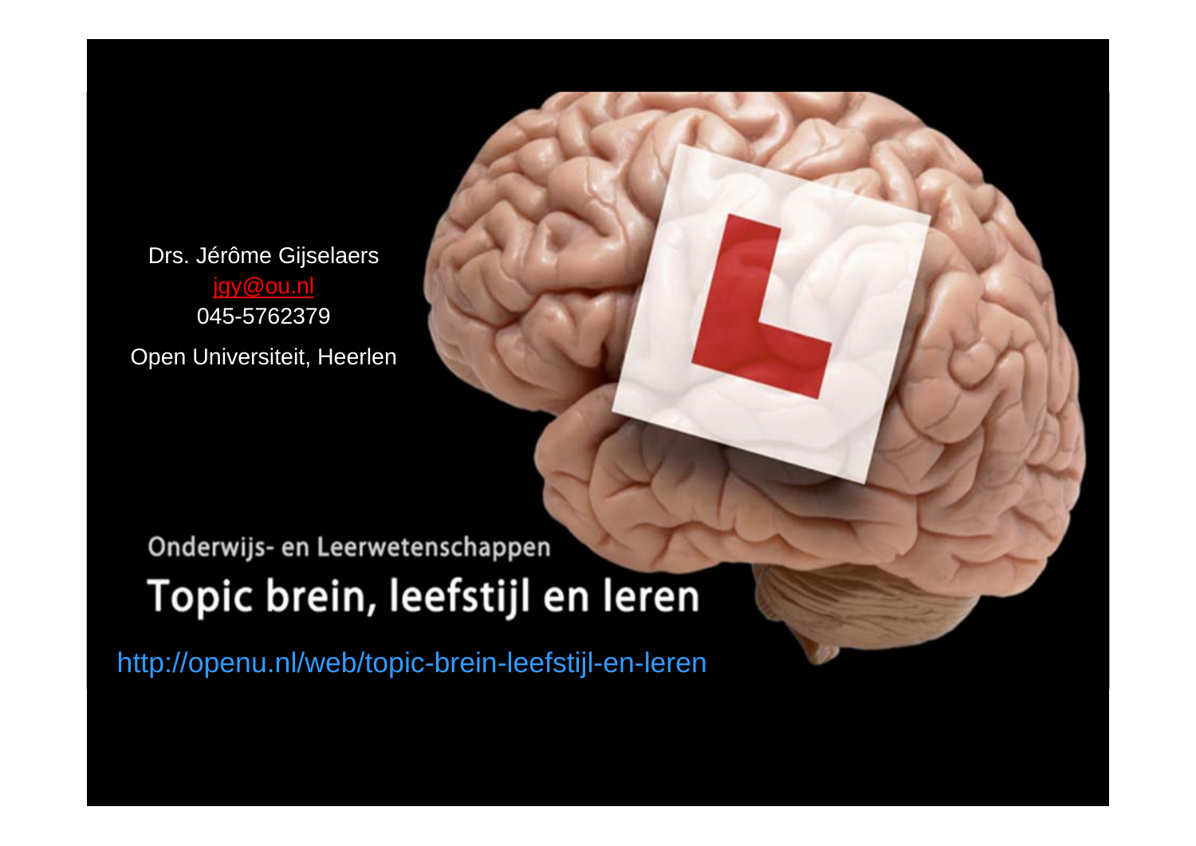Drs. Jérôme Gijselaers
jgy@ou.nl
045-5762379

Open Universiteit, Heerlen

Onderwijs- en Leerwetenschappen

## Topic brein, leefstijl en leren

http://openu.nl/web/topic-brein-leefstijl-en-leren